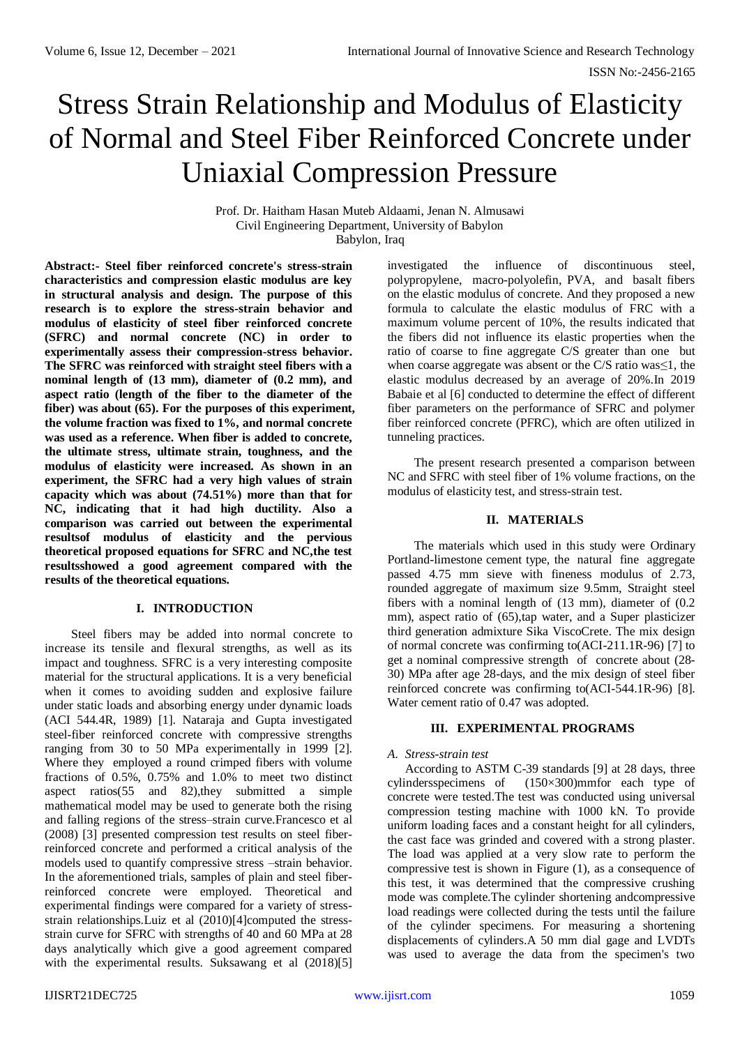# Stress Strain Relationship and Modulus of Elasticity of Normal and Steel Fiber Reinforced Concrete under Uniaxial Compression Pressure

Prof. Dr. Haitham Hasan Muteb Aldaami, Jenan N. Almusawi
Civil Engineering Department, University of Babylon
Babylon, Iraq

**Abstract:- Steel fiber reinforced concrete's stress-strain characteristics and compression elastic modulus are key in structural analysis and design. The purpose of this research is to explore the stress-strain behavior and modulus of elasticity of steel fiber reinforced concrete (SFRC) and normal concrete (NC) in order to experimentally assess their compression-stress behavior. The SFRC was reinforced with straight steel fibers with a nominal length of (13 mm), diameter of (0.2 mm), and aspect ratio (length of the fiber to the diameter of the fiber) was about (65). For the purposes of this experiment, the volume fraction was fixed to 1%, and normal concrete was used as a reference. When fiber is added to concrete, the ultimate stress, ultimate strain, toughness, and the modulus of elasticity were increased. As shown in an experiment, the SFRC had a very high values of strain capacity which was about (74.51%) more than that for NC, indicating that it had high ductility. Also a comparison was carried out between the experimental resultsof modulus of elasticity and the pervious theoretical proposed equations for SFRC and NC,the test resultsshowed a good agreement compared with the results of the theoretical equations.**

## I. INTRODUCTION

Steel fibers may be added into normal concrete to increase its tensile and flexural strengths, as well as its impact and toughness. SFRC is a very interesting composite material for the structural applications. It is a very beneficial when it comes to avoiding sudden and explosive failure under static loads and absorbing energy under dynamic loads (ACI 544.4R, 1989) [1]. Nataraja and Gupta investigated steel-fiber reinforced concrete with compressive strengths ranging from 30 to 50 MPa experimentally in 1999 [2]. Where they employed a round crimped fibers with volume fractions of 0.5%, 0.75% and 1.0% to meet two distinct aspect ratios(55 and 82),they submitted a simple mathematical model may be used to generate both the rising and falling regions of the stress–strain curve.Francesco et al (2008) [3] presented compression test results on steel fiber-reinforced concrete and performed a critical analysis of the models used to quantify compressive stress –strain behavior. In the aforementioned trials, samples of plain and steel fiber-reinforced concrete were employed. Theoretical and experimental findings were compared for a variety of stress-strain relationships.Luiz et al (2010)[4]computed the stress-strain curve for SFRC with strengths of 40 and 60 MPa at 28 days analytically which give a good agreement compared with the experimental results. Suksawang et al (2018)[5] investigated the influence of discontinuous steel, polypropylene, macro-polyolefin, PVA, and basalt fibers on the elastic modulus of concrete. And they proposed a new formula to calculate the elastic modulus of FRC with a maximum volume percent of 10%, the results indicated that the fibers did not influence its elastic properties when the ratio of coarse to fine aggregate C/S greater than one but when coarse aggregate was absent or the C/S ratio was≤1, the elastic modulus decreased by an average of 20%.In 2019 Babaie et al [6] conducted to determine the effect of different fiber parameters on the performance of SFRC and polymer fiber reinforced concrete (PFRC), which are often utilized in tunneling practices.

The present research presented a comparison between NC and SFRC with steel fiber of 1% volume fractions, on the modulus of elasticity test, and stress-strain test.

## II. MATERIALS

The materials which used in this study were Ordinary Portland-limestone cement type, the natural fine aggregate passed 4.75 mm sieve with fineness modulus of 2.73, rounded aggregate of maximum size 9.5mm, Straight steel fibers with a nominal length of (13 mm), diameter of (0.2 mm), aspect ratio of (65),tap water, and a Super plasticizer third generation admixture Sika ViscoCrete. The mix design of normal concrete was confirming to(ACI-211.1R-96) [7] to get a nominal compressive strength of concrete about (28-30) MPa after age 28-days, and the mix design of steel fiber reinforced concrete was confirming to(ACI-544.1R-96) [8]. Water cement ratio of 0.47 was adopted.

## III. EXPERIMENTAL PROGRAMS

### *A. Stress-strain test*

According to ASTM C-39 standards [9] at 28 days, three cylindersspecimens of (150×300)mmfor each type of concrete were tested.The test was conducted using universal compression testing machine with 1000 kN. To provide uniform loading faces and a constant height for all cylinders, the cast face was grinded and covered with a strong plaster. The load was applied at a very slow rate to perform the compressive test is shown in Figure (1), as a consequence of this test, it was determined that the compressive crushing mode was complete.The cylinder shortening andcompressive load readings were collected during the tests until the failure of the cylinder specimens. For measuring a shortening displacements of cylinders.A 50 mm dial gage and LVDTs was used to average the data from the specimen's two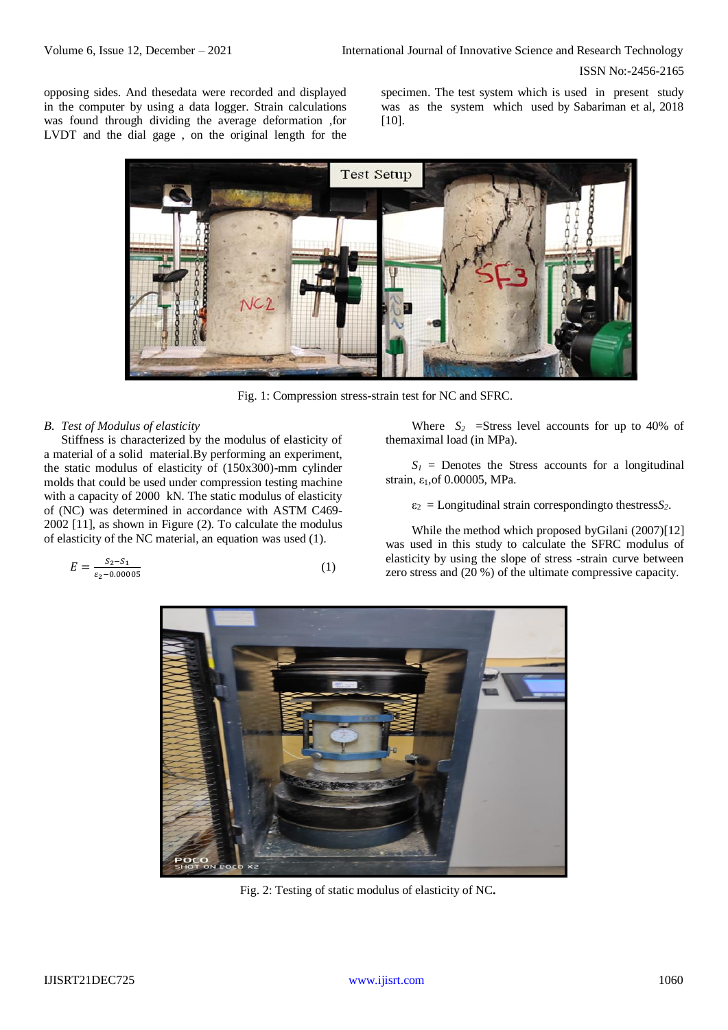opposing sides. And thesedata were recorded and displayed in the computer by using a data logger. Strain calculations was found through dividing the average deformation ,for LVDT and the dial gage , on the original length for the specimen. The test system which is used in present study was as the system which used by Sabariman et al, 2018 [10].

Fig. 1: Compression stress-strain test for NC and SFRC.

### B. *Test of Modulus of elasticity*

Stiffness is characterized by the modulus of elasticity of a material of a solid material.By performing an experiment, the static modulus of elasticity of (150x300)-mm cylinder molds that could be used under compression testing machine with a capacity of 2000 kN. The static modulus of elasticity of (NC) was determined in accordance with ASTM C469-2002 [11], as shown in Figure (2). To calculate the modulus of elasticity of the NC material, an equation was used (1).

$$E = \frac{S_2 - S_1}{\varepsilon_2 - 0.00005} \qquad (1)$$

Where $S_2$ =Stress level accounts for up to 40% of themaximal load (in MPa).

$S_1$ = Denotes the Stress accounts for a longitudinal strain, $\varepsilon_1$,of 0.00005, MPa.

$\varepsilon_2$ = Longitudinal strain correspondingto thestress$S_2$.

While the method which proposed byGilani (2007)[12] was used in this study to calculate the SFRC modulus of elasticity by using the slope of stress -strain curve between zero stress and (20 %) of the ultimate compressive capacity.

Fig. 2: Testing of static modulus of elasticity of NC.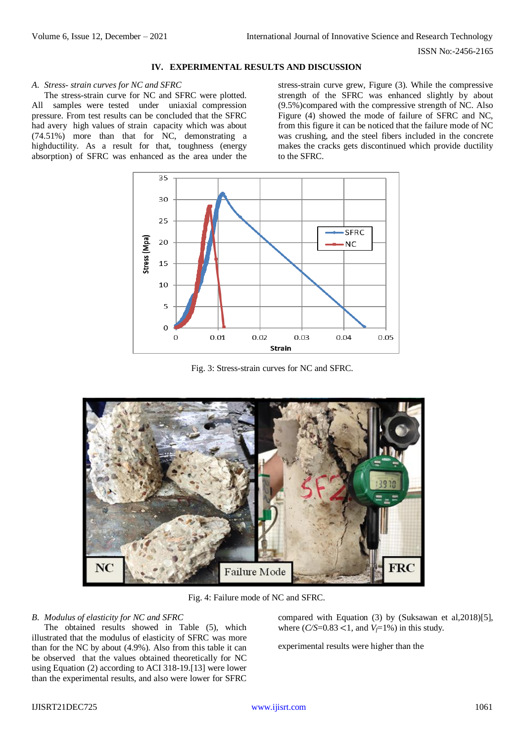## IV. EXPERIMENTAL RESULTS AND DISCUSSION

### *A. Stress- strain curves for NC and SFRC*

The stress-strain curve for NC and SFRC were plotted. All samples were tested under uniaxial compression pressure. From test results can be concluded that the SFRC had avery high values of strain capacity which was about (74.51%) more than that for NC, demonstrating a highductility. As a result for that, toughness (energy absorption) of SFRC was enhanced as the area under the stress-strain curve grew, Figure (3). While the compressive strength of the SFRC was enhanced slightly by about (9.5%)compared with the compressive strength of NC. Also Figure (4) showed the mode of failure of SFRC and NC, from this figure it can be noticed that the failure mode of NC was crushing, and the steel fibers included in the concrete makes the cracks gets discontinued which provide ductility to the SFRC.

Fig. 3: Stress-strain curves for NC and SFRC.

Fig. 4: Failure mode of NC and SFRC.

### *B. Modulus of elasticity for NC and SFRC*

The obtained results showed in Table (5), which illustrated that the modulus of elasticity of SFRC was more than for the NC by about (4.9%). Also from this table it can be observed that the values obtained theoretically for NC using Equation (2) according to ACI 318-19.[13] were lower than the experimental results, and also were lower for SFRC compared with Equation (3) by (Suksawan et al,2018)[5], where ($C/S$=0.83 <1, and $V_f$=1%) in this study.

experimental results were higher than the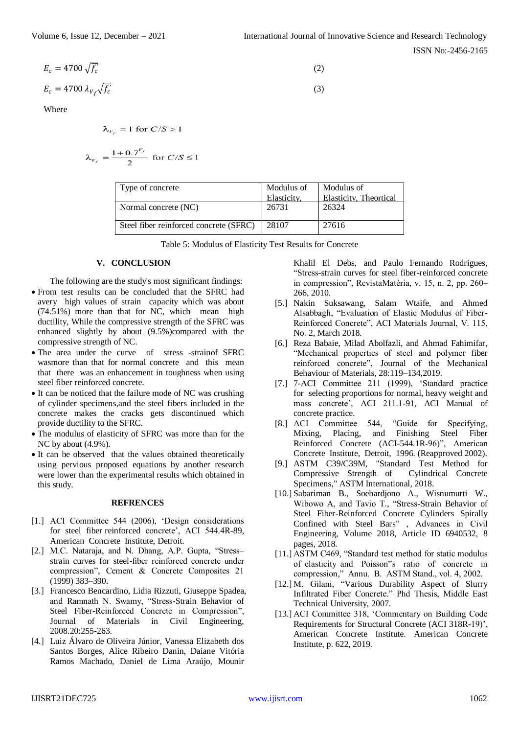$$E_c = 4700\sqrt{f_c'} \quad (2)$$

$$E_c = 4700\,\lambda_{V_f}\sqrt{f_c'} \quad (3)$$

Where

$$\lambda_{V_f} = 1 \text{ for } C/S > 1$$

$$\lambda_{V_f} = \frac{1+0.7^{V_f}}{2} \text{ for } C/S \leq 1$$

| Type of concrete | Modulus of Elasticity, | Modulus of Elasticity, Theortical |
|---|---|---|
| Normal concrete (NC) | 26731 | 26324 |
| Steel fiber reinforced concrete (SFRC) | 28107 | 27616 |

Table 5: Modulus of Elasticity Test Results for Concrete

## V. CONCLUSION

The following are the study's most significant findings:

- From test results can be concluded that the SFRC had avery high values of strain capacity which was about (74.51%) more than that for NC, which mean high ductility, While the compressive strength of the SFRC was enhanced slightly by about (9.5%)compared with the compressive strength of NC.
- The area under the curve of stress -strainof SFRC wasmore than that for normal concrete and this mean that there was an enhancement in toughness when using steel fiber reinforced concrete.
- It can be noticed that the failure mode of NC was crushing of cylinder specimens,and the steel fibers included in the concrete makes the cracks gets discontinued which provide ductility to the SFRC.
- The modulus of elasticity of SFRC was more than for the NC by about (4.9%).
- It can be observed that the values obtained theoretically using pervious proposed equations by another research were lower than the experimental results which obtained in this study.

## REFRENCES

[1.] ACI Committee 544 (2006), 'Design considerations for steel fiber reinforced concrete', ACI 544.4R-89, American Concrete Institute, Detroit.

[2.] M.C. Nataraja, and N. Dhang, A.P. Gupta, "Stress–strain curves for steel-fiber reinforced concrete under compression", Cement & Concrete Composites 21 (1999) 383–390.

[3.] Francesco Bencardino, Lidia Rizzuti, Giuseppe Spadea, and Ramnath N. Swamy, "Stress-Strain Behavior of Steel Fiber-Reinforced Concrete in Compression", Journal of Materials in Civil Engineering, 2008.20:255-263.

[4.] Luiz Álvaro de Oliveira Júnior, Vanessa Elizabeth dos Santos Borges, Alice Ribeiro Danin, Daiane Vitória Ramos Machado, Daniel de Lima Araújo, Mounir Khalil El Debs, and Paulo Fernando Rodrigues, "Stress-strain curves for steel fiber-reinforced concrete in compression", RevistaMatéria, v. 15, n. 2, pp. 260–266, 2010.

[5.] Nakin Suksawang, Salam Wtaife, and Ahmed Alsabbagh, "Evaluation of Elastic Modulus of Fiber-Reinforced Concrete", ACI Materials Journal, V. 115, No. 2, March 2018.

[6.] Reza Babaie, Milad Abolfazli, and Ahmad Fahimifar, "Mechanical properties of steel and polymer fiber reinforced concrete", Journal of the Mechanical Behaviour of Materials, 28:119–134,2019.

[7.] 7-ACI Committee 211 (1999), 'Standard practice for selecting proportions for normal, heavy weight and mass concrete', ACI 211.1-91, ACI Manual of concrete practice.

[8.] ACI Committee 544, "Guide for Specifying, Mixing, Placing, and Finishing Steel Fiber Reinforced Concrete (ACI-544.1R-96)", American Concrete Institute, Detroit, 1996. (Reapproved 2002).

[9.] ASTM C39/C39M, "Standard Test Method for Compressive Strength of Cylindrical Concrete Specimens," ASTM International, 2018.

[10.] Sabariman B., Soehardjono A., Wisnumurti W., Wibowo A, and Tavio T., "Stress-Strain Behavior of Steel Fiber-Reinforced Concrete Cylinders Spirally Confined with Steel Bars" , Advances in Civil Engineering, Volume 2018, Article ID 6940532, 8 pages, 2018.

[11.] ASTM C469, "Standard test method for static modulus of elasticity and Poisson"s ratio of concrete in compression," Annu. B. ASTM Stand., vol. 4, 2002.

[12.] M. Gilani, "Various Durability Aspect of Slurry Infiltrated Fiber Concrete." Phd Thesis, Middle East Technical University, 2007.

[13.] ACI Committee 318, 'Commentary on Building Code Requirements for Structural Concrete (ACI 318R-19)', American Concrete Institute. American Concrete Institute, p. 622, 2019.